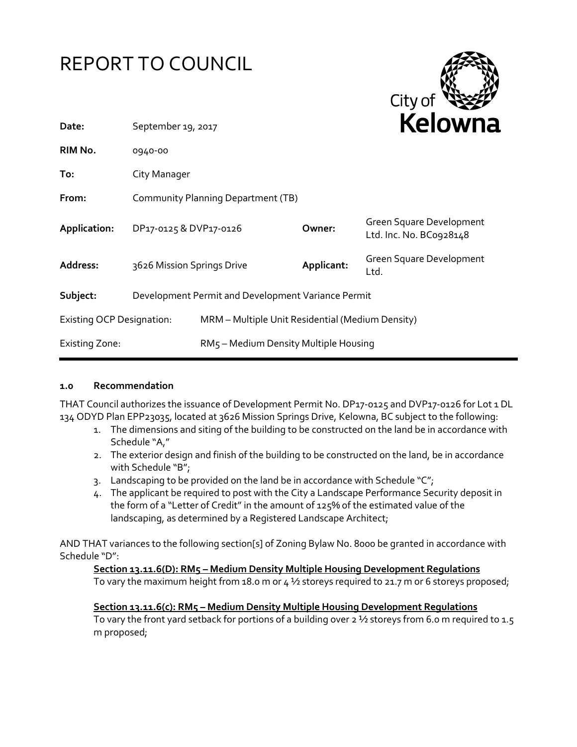# REPORT TO COUNCIL

City of Kelowna

| | | | |
|---|---|---|---|
| **Date:** | September 19, 2017 | | |
| **RIM No.** | 0940-00 | | |
| **To:** | City Manager | | |
| **From:** | Community Planning Department (TB) | | |
| **Application:** | DP17-0125 & DVP17-0126 | **Owner:** | Green Square Development Ltd. Inc. No. BC0928148 |
| **Address:** | 3626 Mission Springs Drive | **Applicant:** | Green Square Development Ltd. |
| **Subject:** | Development Permit and Development Variance Permit | | |
| Existing OCP Designation: | MRM – Multiple Unit Residential (Medium Density) | | |
| Existing Zone: | RM5 – Medium Density Multiple Housing | | |

## 1.0 Recommendation

THAT Council authorizes the issuance of Development Permit No. DP17-0125 and DVP17-0126 for Lot 1 DL 134 ODYD Plan EPP23035, located at 3626 Mission Springs Drive, Kelowna, BC subject to the following:

1. The dimensions and siting of the building to be constructed on the land be in accordance with Schedule "A,"
2. The exterior design and finish of the building to be constructed on the land, be in accordance with Schedule "B";
3. Landscaping to be provided on the land be in accordance with Schedule "C";
4. The applicant be required to post with the City a Landscape Performance Security deposit in the form of a "Letter of Credit" in the amount of 125% of the estimated value of the landscaping, as determined by a Registered Landscape Architect;

AND THAT variances to the following section[s] of Zoning Bylaw No. 8000 be granted in accordance with Schedule "D":

**Section 13.11.6(D): RM5 – Medium Density Multiple Housing Development Regulations**
To vary the maximum height from 18.0 m or 4 ½ storeys required to 21.7 m or 6 storeys proposed;

**Section 13.11.6(c): RM5 – Medium Density Multiple Housing Development Regulations**
To vary the front yard setback for portions of a building over 2 ½ storeys from 6.0 m required to 1.5 m proposed;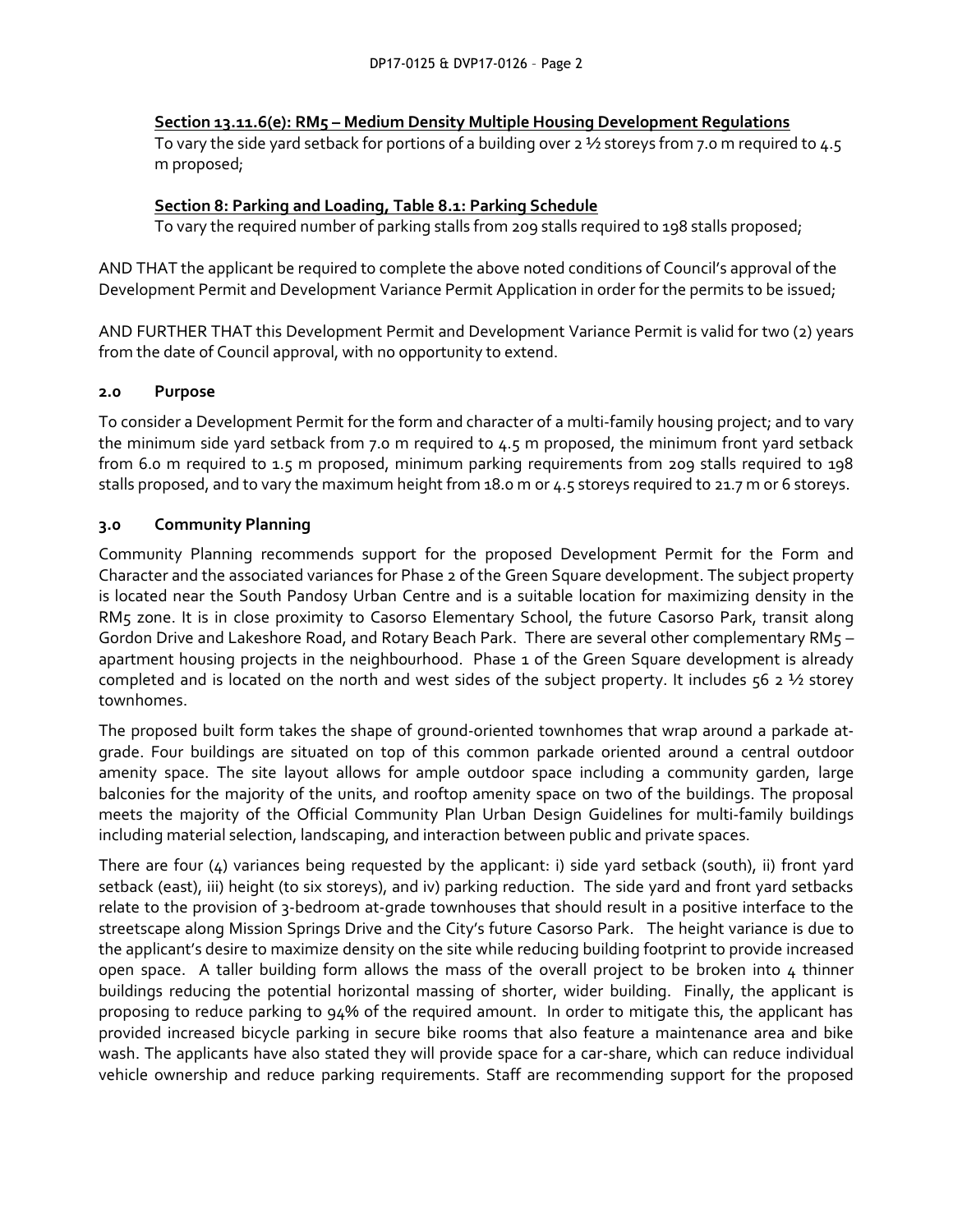**Section 13.11.6(e): RM5 – Medium Density Multiple Housing Development Regulations**
To vary the side yard setback for portions of a building over 2 ½ storeys from 7.0 m required to 4.5 m proposed;

**Section 8: Parking and Loading, Table 8.1: Parking Schedule**
To vary the required number of parking stalls from 209 stalls required to 198 stalls proposed;

AND THAT the applicant be required to complete the above noted conditions of Council's approval of the Development Permit and Development Variance Permit Application in order for the permits to be issued;

AND FURTHER THAT this Development Permit and Development Variance Permit is valid for two (2) years from the date of Council approval, with no opportunity to extend.

## 2.0 Purpose

To consider a Development Permit for the form and character of a multi-family housing project; and to vary the minimum side yard setback from 7.0 m required to 4.5 m proposed, the minimum front yard setback from 6.0 m required to 1.5 m proposed, minimum parking requirements from 209 stalls required to 198 stalls proposed, and to vary the maximum height from 18.0 m or 4.5 storeys required to 21.7 m or 6 storeys.

## 3.0 Community Planning

Community Planning recommends support for the proposed Development Permit for the Form and Character and the associated variances for Phase 2 of the Green Square development. The subject property is located near the South Pandosy Urban Centre and is a suitable location for maximizing density in the RM5 zone. It is in close proximity to Casorso Elementary School, the future Casorso Park, transit along Gordon Drive and Lakeshore Road, and Rotary Beach Park. There are several other complementary RM5 – apartment housing projects in the neighbourhood. Phase 1 of the Green Square development is already completed and is located on the north and west sides of the subject property. It includes 56 2 ½ storey townhomes.

The proposed built form takes the shape of ground-oriented townhomes that wrap around a parkade at-grade. Four buildings are situated on top of this common parkade oriented around a central outdoor amenity space. The site layout allows for ample outdoor space including a community garden, large balconies for the majority of the units, and rooftop amenity space on two of the buildings. The proposal meets the majority of the Official Community Plan Urban Design Guidelines for multi-family buildings including material selection, landscaping, and interaction between public and private spaces.

There are four (4) variances being requested by the applicant: i) side yard setback (south), ii) front yard setback (east), iii) height (to six storeys), and iv) parking reduction. The side yard and front yard setbacks relate to the provision of 3-bedroom at-grade townhouses that should result in a positive interface to the streetscape along Mission Springs Drive and the City's future Casorso Park. The height variance is due to the applicant's desire to maximize density on the site while reducing building footprint to provide increased open space. A taller building form allows the mass of the overall project to be broken into 4 thinner buildings reducing the potential horizontal massing of shorter, wider building. Finally, the applicant is proposing to reduce parking to 94% of the required amount. In order to mitigate this, the applicant has provided increased bicycle parking in secure bike rooms that also feature a maintenance area and bike wash. The applicants have also stated they will provide space for a car-share, which can reduce individual vehicle ownership and reduce parking requirements. Staff are recommending support for the proposed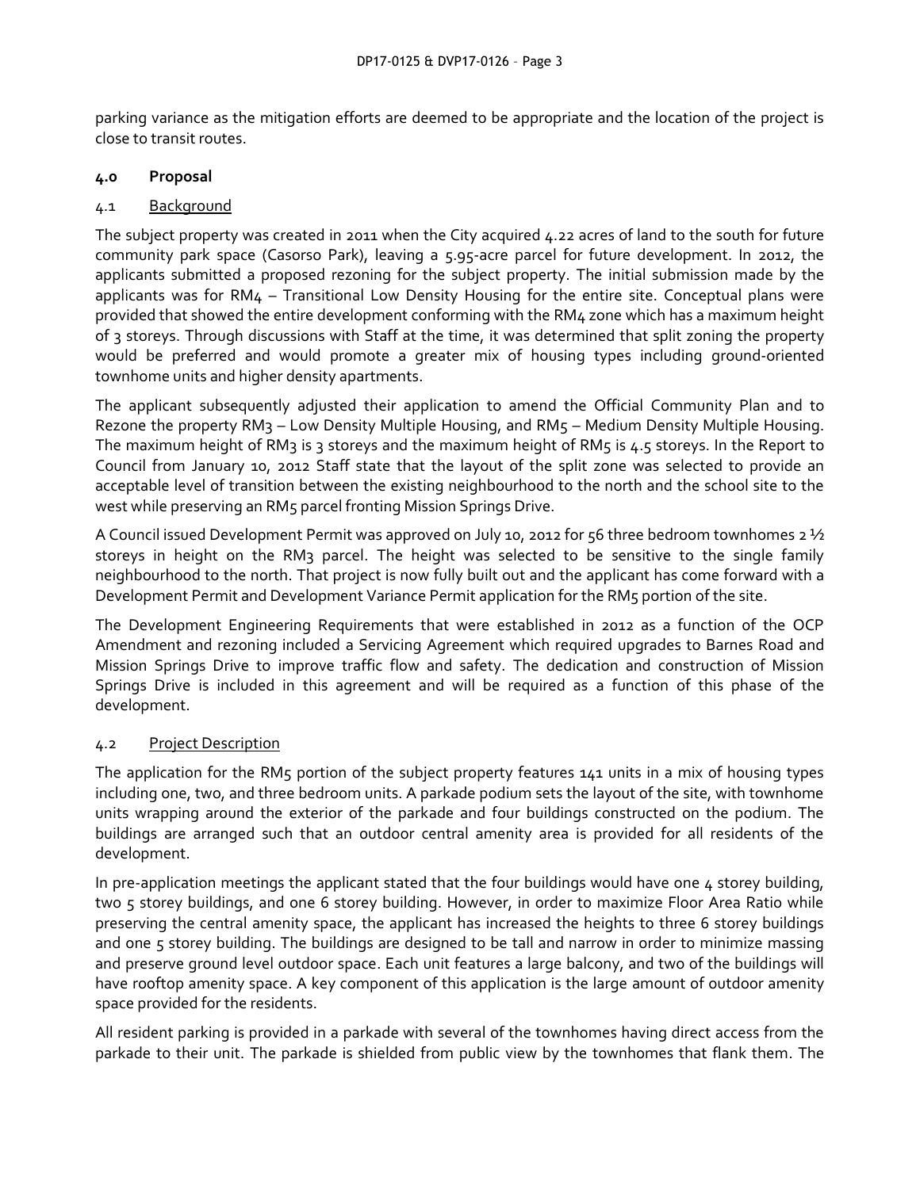parking variance as the mitigation efforts are deemed to be appropriate and the location of the project is close to transit routes.

## 4.0 Proposal

### 4.1 Background

The subject property was created in 2011 when the City acquired 4.22 acres of land to the south for future community park space (Casorso Park), leaving a 5.95-acre parcel for future development. In 2012, the applicants submitted a proposed rezoning for the subject property. The initial submission made by the applicants was for RM4 – Transitional Low Density Housing for the entire site. Conceptual plans were provided that showed the entire development conforming with the RM4 zone which has a maximum height of 3 storeys. Through discussions with Staff at the time, it was determined that split zoning the property would be preferred and would promote a greater mix of housing types including ground-oriented townhome units and higher density apartments.

The applicant subsequently adjusted their application to amend the Official Community Plan and to Rezone the property RM3 – Low Density Multiple Housing, and RM5 – Medium Density Multiple Housing. The maximum height of RM3 is 3 storeys and the maximum height of RM5 is 4.5 storeys. In the Report to Council from January 10, 2012 Staff state that the layout of the split zone was selected to provide an acceptable level of transition between the existing neighbourhood to the north and the school site to the west while preserving an RM5 parcel fronting Mission Springs Drive.

A Council issued Development Permit was approved on July 10, 2012 for 56 three bedroom townhomes 2 ½ storeys in height on the RM3 parcel. The height was selected to be sensitive to the single family neighbourhood to the north. That project is now fully built out and the applicant has come forward with a Development Permit and Development Variance Permit application for the RM5 portion of the site.

The Development Engineering Requirements that were established in 2012 as a function of the OCP Amendment and rezoning included a Servicing Agreement which required upgrades to Barnes Road and Mission Springs Drive to improve traffic flow and safety. The dedication and construction of Mission Springs Drive is included in this agreement and will be required as a function of this phase of the development.

### 4.2 Project Description

The application for the RM5 portion of the subject property features 141 units in a mix of housing types including one, two, and three bedroom units. A parkade podium sets the layout of the site, with townhome units wrapping around the exterior of the parkade and four buildings constructed on the podium. The buildings are arranged such that an outdoor central amenity area is provided for all residents of the development.

In pre-application meetings the applicant stated that the four buildings would have one 4 storey building, two 5 storey buildings, and one 6 storey building. However, in order to maximize Floor Area Ratio while preserving the central amenity space, the applicant has increased the heights to three 6 storey buildings and one 5 storey building. The buildings are designed to be tall and narrow in order to minimize massing and preserve ground level outdoor space. Each unit features a large balcony, and two of the buildings will have rooftop amenity space. A key component of this application is the large amount of outdoor amenity space provided for the residents.

All resident parking is provided in a parkade with several of the townhomes having direct access from the parkade to their unit. The parkade is shielded from public view by the townhomes that flank them. The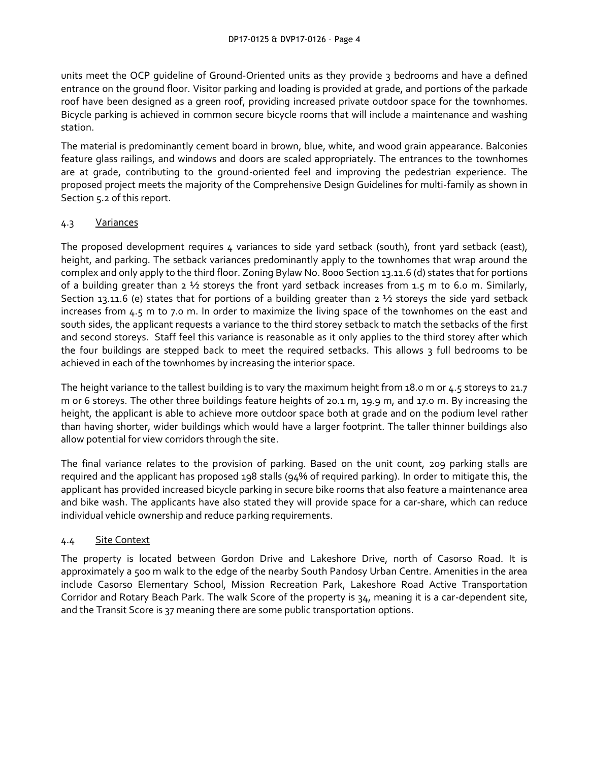units meet the OCP guideline of Ground-Oriented units as they provide 3 bedrooms and have a defined entrance on the ground floor. Visitor parking and loading is provided at grade, and portions of the parkade roof have been designed as a green roof, providing increased private outdoor space for the townhomes. Bicycle parking is achieved in common secure bicycle rooms that will include a maintenance and washing station.

The material is predominantly cement board in brown, blue, white, and wood grain appearance. Balconies feature glass railings, and windows and doors are scaled appropriately. The entrances to the townhomes are at grade, contributing to the ground-oriented feel and improving the pedestrian experience. The proposed project meets the majority of the Comprehensive Design Guidelines for multi-family as shown in Section 5.2 of this report.

### 4.3 Variances

The proposed development requires 4 variances to side yard setback (south), front yard setback (east), height, and parking. The setback variances predominantly apply to the townhomes that wrap around the complex and only apply to the third floor. Zoning Bylaw No. 8000 Section 13.11.6 (d) states that for portions of a building greater than 2 ½ storeys the front yard setback increases from 1.5 m to 6.0 m. Similarly, Section 13.11.6 (e) states that for portions of a building greater than 2 ½ storeys the side yard setback increases from 4.5 m to 7.0 m. In order to maximize the living space of the townhomes on the east and south sides, the applicant requests a variance to the third storey setback to match the setbacks of the first and second storeys. Staff feel this variance is reasonable as it only applies to the third storey after which the four buildings are stepped back to meet the required setbacks. This allows 3 full bedrooms to be achieved in each of the townhomes by increasing the interior space.

The height variance to the tallest building is to vary the maximum height from 18.0 m or 4.5 storeys to 21.7 m or 6 storeys. The other three buildings feature heights of 20.1 m, 19.9 m, and 17.0 m. By increasing the height, the applicant is able to achieve more outdoor space both at grade and on the podium level rather than having shorter, wider buildings which would have a larger footprint. The taller thinner buildings also allow potential for view corridors through the site.

The final variance relates to the provision of parking. Based on the unit count, 209 parking stalls are required and the applicant has proposed 198 stalls (94% of required parking). In order to mitigate this, the applicant has provided increased bicycle parking in secure bike rooms that also feature a maintenance area and bike wash. The applicants have also stated they will provide space for a car-share, which can reduce individual vehicle ownership and reduce parking requirements.

### 4.4 Site Context

The property is located between Gordon Drive and Lakeshore Drive, north of Casorso Road. It is approximately a 500 m walk to the edge of the nearby South Pandosy Urban Centre. Amenities in the area include Casorso Elementary School, Mission Recreation Park, Lakeshore Road Active Transportation Corridor and Rotary Beach Park. The walk Score of the property is 34, meaning it is a car-dependent site, and the Transit Score is 37 meaning there are some public transportation options.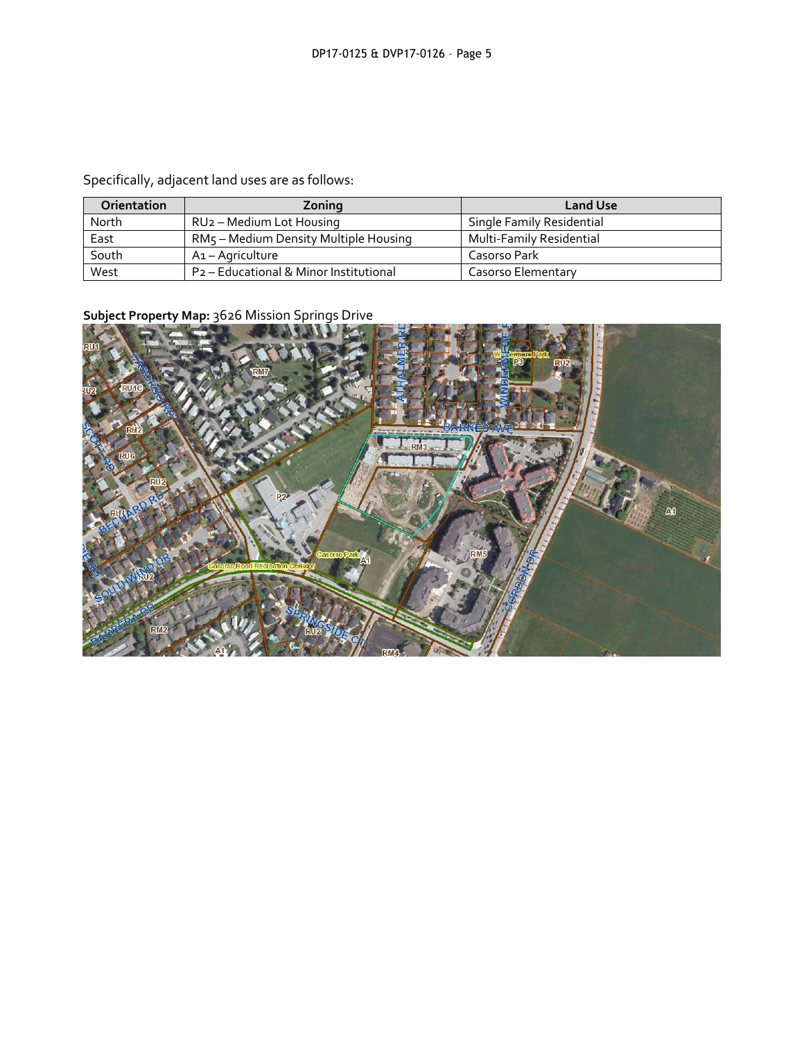Specifically, adjacent land uses are as follows:

| Orientation | Zoning | Land Use |
| --- | --- | --- |
| North | RU2 – Medium Lot Housing | Single Family Residential |
| East | RM5 – Medium Density Multiple Housing | Multi-Family Residential |
| South | A1 – Agriculture | Casorso Park |
| West | P2 – Educational & Minor Institutional | Casorso Elementary |

**Subject Property Map:** 3626 Mission Springs Drive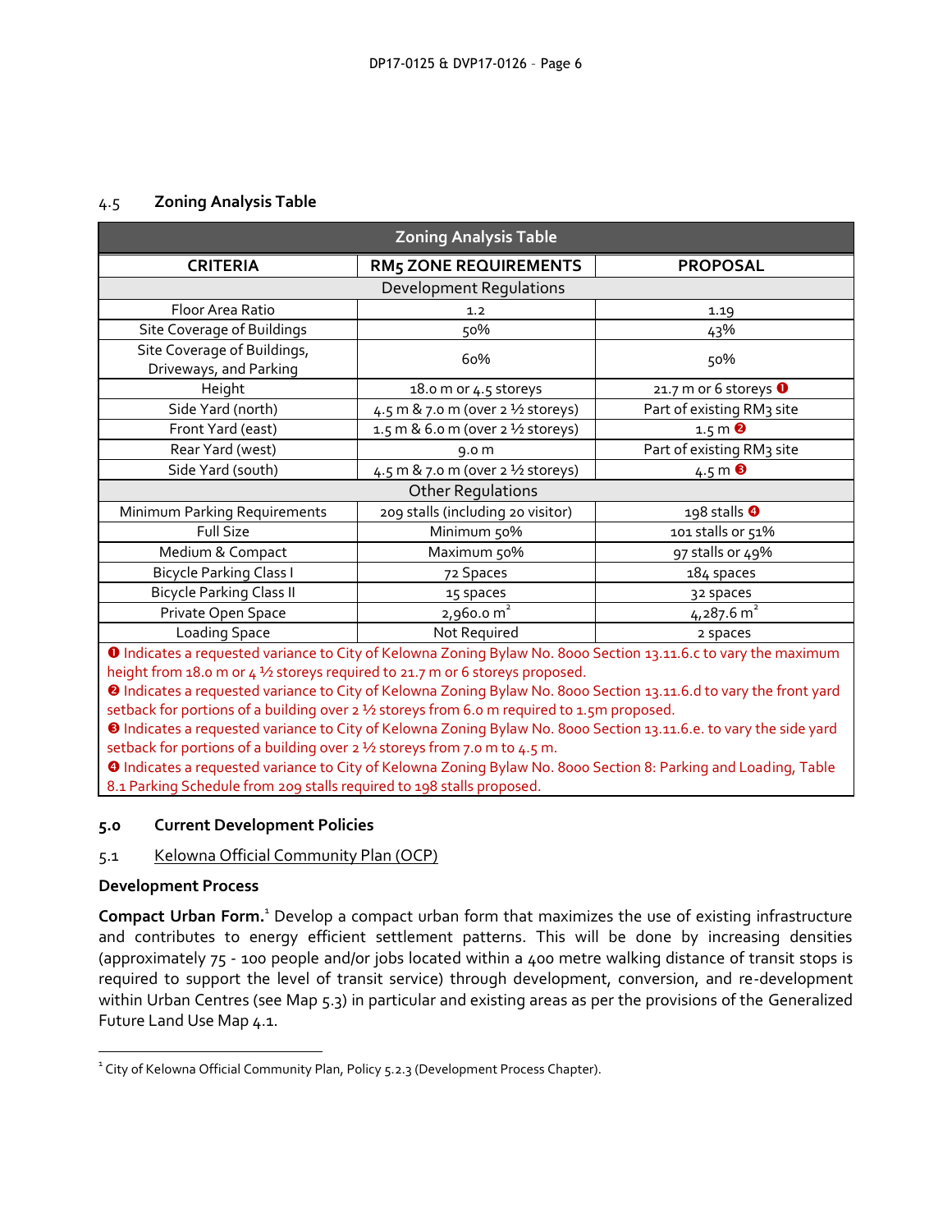### 4.5 Zoning Analysis Table

| Zoning Analysis Table | | |
|---|---|---|
| **CRITERIA** | **RM5 ZONE REQUIREMENTS** | **PROPOSAL** |
| Development Regulations | | |
| Floor Area Ratio | 1.2 | 1.19 |
| Site Coverage of Buildings | 50% | 43% |
| Site Coverage of Buildings, Driveways, and Parking | 60% | 50% |
| Height | 18.0 m or 4.5 storeys | 21.7 m or 6 storeys ❶ |
| Side Yard (north) | 4.5 m & 7.0 m (over 2 ½ storeys) | Part of existing RM3 site |
| Front Yard (east) | 1.5 m & 6.0 m (over 2 ½ storeys) | 1.5 m ❷ |
| Rear Yard (west) | 9.0 m | Part of existing RM3 site |
| Side Yard (south) | 4.5 m & 7.0 m (over 2 ½ storeys) | 4.5 m ❸ |
| Other Regulations | | |
| Minimum Parking Requirements | 209 stalls (including 20 visitor) | 198 stalls ❹ |
| Full Size | Minimum 50% | 101 stalls or 51% |
| Medium & Compact | Maximum 50% | 97 stalls or 49% |
| Bicycle Parking Class I | 72 Spaces | 184 spaces |
| Bicycle Parking Class II | 15 spaces | 32 spaces |
| Private Open Space | $2{,}960.0\ m^2$ | $4{,}287.6\ m^2$ |
| Loading Space | Not Required | 2 spaces |

❶ Indicates a requested variance to City of Kelowna Zoning Bylaw No. 8000 Section 13.11.6.c to vary the maximum height from 18.0 m or 4 ½ storeys required to 21.7 m or 6 storeys proposed.
❷ Indicates a requested variance to City of Kelowna Zoning Bylaw No. 8000 Section 13.11.6.d to vary the front yard setback for portions of a building over 2 ½ storeys from 6.0 m required to 1.5m proposed.
❸ Indicates a requested variance to City of Kelowna Zoning Bylaw No. 8000 Section 13.11.6.e. to vary the side yard setback for portions of a building over 2 ½ storeys from 7.0 m to 4.5 m.
❹ Indicates a requested variance to City of Kelowna Zoning Bylaw No. 8000 Section 8: Parking and Loading, Table 8.1 Parking Schedule from 209 stalls required to 198 stalls proposed.

## 5.0 Current Development Policies

### 5.1 Kelowna Official Community Plan (OCP)

**Development Process**

**Compact Urban Form.**[1] Develop a compact urban form that maximizes the use of existing infrastructure and contributes to energy efficient settlement patterns. This will be done by increasing densities (approximately 75 - 100 people and/or jobs located within a 400 metre walking distance of transit stops is required to support the level of transit service) through development, conversion, and re-development within Urban Centres (see Map 5.3) in particular and existing areas as per the provisions of the Generalized Future Land Use Map 4.1.

[1] City of Kelowna Official Community Plan, Policy 5.2.3 (Development Process Chapter).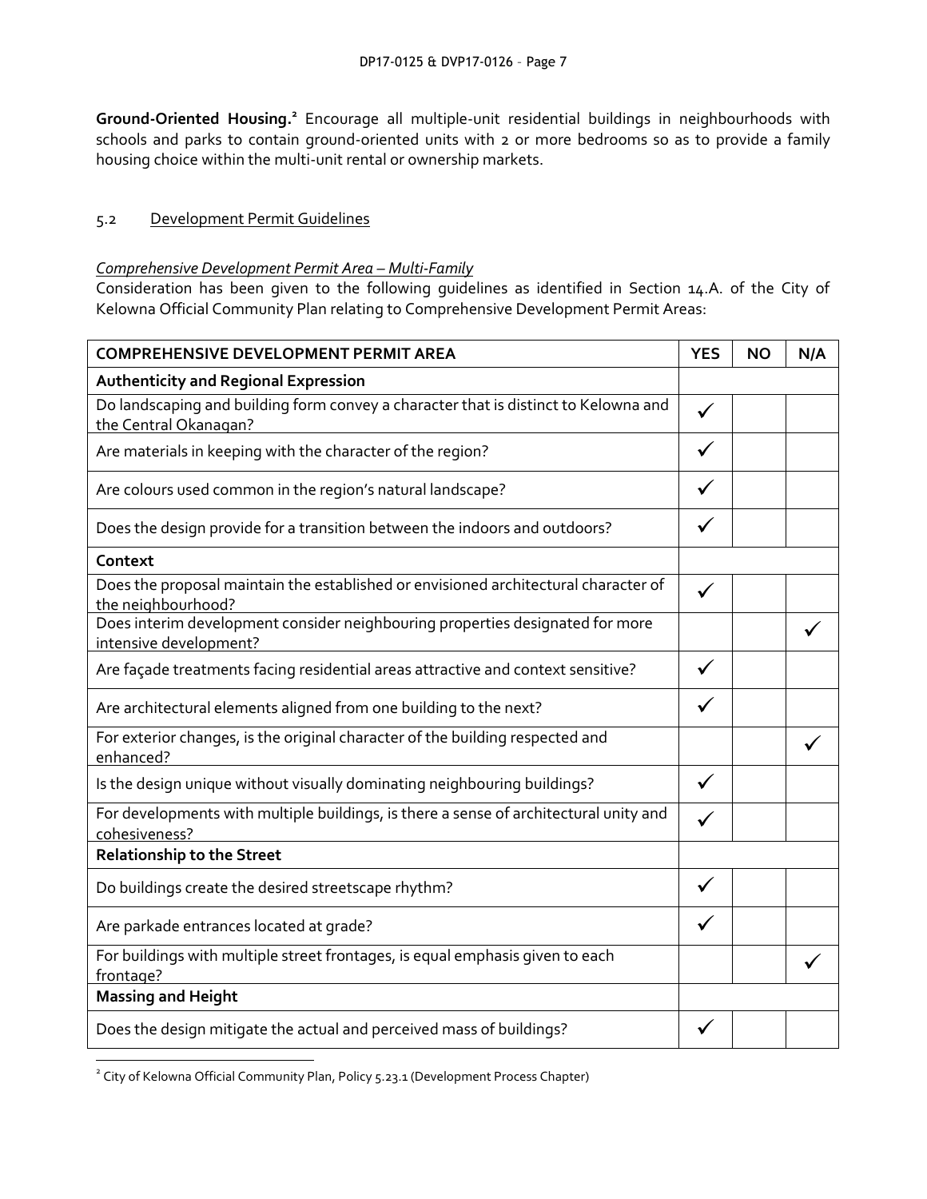**Ground-Oriented Housing.**[2] Encourage all multiple-unit residential buildings in neighbourhoods with schools and parks to contain ground-oriented units with 2 or more bedrooms so as to provide a family housing choice within the multi-unit rental or ownership markets.

## 5.2 Development Permit Guidelines

*Comprehensive Development Permit Area – Multi-Family*

Consideration has been given to the following guidelines as identified in Section 14.A. of the City of Kelowna Official Community Plan relating to Comprehensive Development Permit Areas:

| COMPREHENSIVE DEVELOPMENT PERMIT AREA | YES | NO | N/A |
|---|---|---|---|
| **Authenticity and Regional Expression** | | | |
| Do landscaping and building form convey a character that is distinct to Kelowna and the Central Okanagan? | ✓ | | |
| Are materials in keeping with the character of the region? | ✓ | | |
| Are colours used common in the region's natural landscape? | ✓ | | |
| Does the design provide for a transition between the indoors and outdoors? | ✓ | | |
| **Context** | | | |
| Does the proposal maintain the established or envisioned architectural character of the neighbourhood? | ✓ | | |
| Does interim development consider neighbouring properties designated for more intensive development? | | | ✓ |
| Are façade treatments facing residential areas attractive and context sensitive? | ✓ | | |
| Are architectural elements aligned from one building to the next? | ✓ | | |
| For exterior changes, is the original character of the building respected and enhanced? | | | ✓ |
| Is the design unique without visually dominating neighbouring buildings? | ✓ | | |
| For developments with multiple buildings, is there a sense of architectural unity and cohesiveness? | ✓ | | |
| **Relationship to the Street** | | | |
| Do buildings create the desired streetscape rhythm? | ✓ | | |
| Are parkade entrances located at grade? | ✓ | | |
| For buildings with multiple street frontages, is equal emphasis given to each frontage? | | | ✓ |
| **Massing and Height** | | | |
| Does the design mitigate the actual and perceived mass of buildings? | ✓ | | |

[2] City of Kelowna Official Community Plan, Policy 5.23.1 (Development Process Chapter)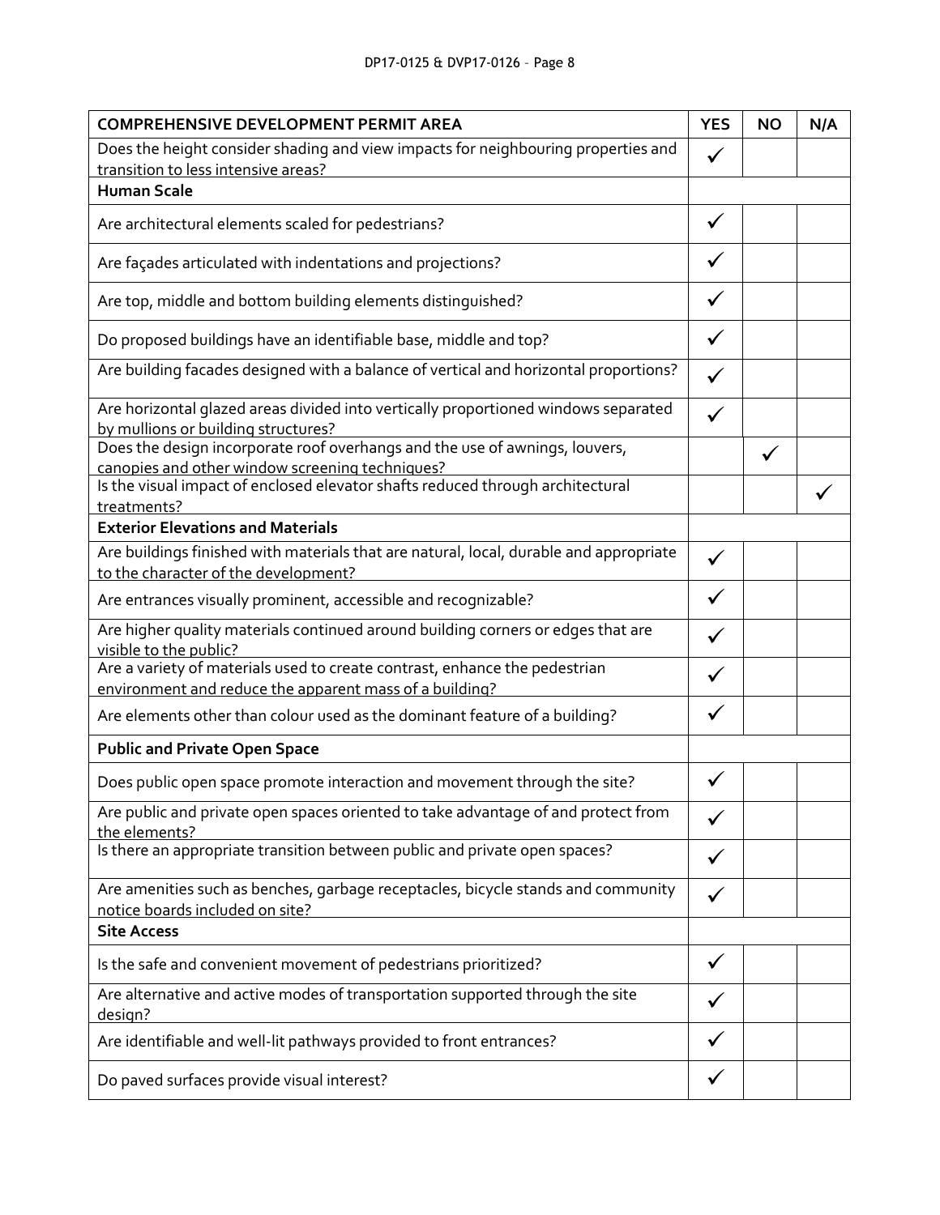| COMPREHENSIVE DEVELOPMENT PERMIT AREA | YES | NO | N/A |
| --- | --- | --- | --- |
| Does the height consider shading and view impacts for neighbouring properties and transition to less intensive areas? | ✓ | | |
| **Human Scale** | | | |
| Are architectural elements scaled for pedestrians? | ✓ | | |
| Are façades articulated with indentations and projections? | ✓ | | |
| Are top, middle and bottom building elements distinguished? | ✓ | | |
| Do proposed buildings have an identifiable base, middle and top? | ✓ | | |
| Are building facades designed with a balance of vertical and horizontal proportions? | ✓ | | |
| Are horizontal glazed areas divided into vertically proportioned windows separated by mullions or building structures? | ✓ | | |
| Does the design incorporate roof overhangs and the use of awnings, louvers, canopies and other window screening techniques? | | ✓ | |
| Is the visual impact of enclosed elevator shafts reduced through architectural treatments? | | | ✓ |
| **Exterior Elevations and Materials** | | | |
| Are buildings finished with materials that are natural, local, durable and appropriate to the character of the development? | ✓ | | |
| Are entrances visually prominent, accessible and recognizable? | ✓ | | |
| Are higher quality materials continued around building corners or edges that are visible to the public? | ✓ | | |
| Are a variety of materials used to create contrast, enhance the pedestrian environment and reduce the apparent mass of a building? | ✓ | | |
| Are elements other than colour used as the dominant feature of a building? | ✓ | | |
| **Public and Private Open Space** | | | |
| Does public open space promote interaction and movement through the site? | ✓ | | |
| Are public and private open spaces oriented to take advantage of and protect from the elements? | ✓ | | |
| Is there an appropriate transition between public and private open spaces? | ✓ | | |
| Are amenities such as benches, garbage receptacles, bicycle stands and community notice boards included on site? | ✓ | | |
| **Site Access** | | | |
| Is the safe and convenient movement of pedestrians prioritized? | ✓ | | |
| Are alternative and active modes of transportation supported through the site design? | ✓ | | |
| Are identifiable and well-lit pathways provided to front entrances? | ✓ | | |
| Do paved surfaces provide visual interest? | ✓ | | |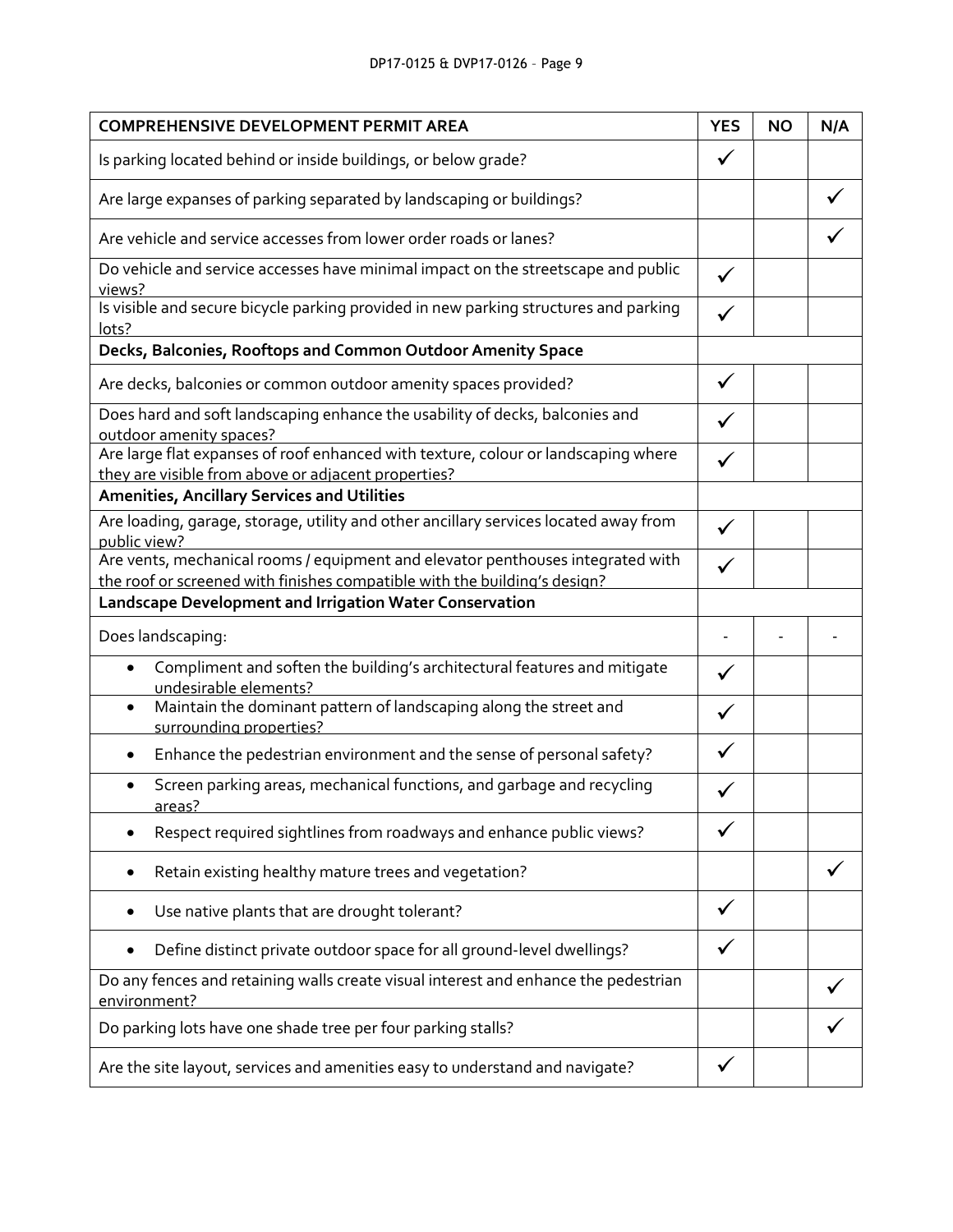| COMPREHENSIVE DEVELOPMENT PERMIT AREA | YES | NO | N/A |
|---|---|---|---|
| Is parking located behind or inside buildings, or below grade? | ✓ | | |
| Are large expanses of parking separated by landscaping or buildings? | | | ✓ |
| Are vehicle and service accesses from lower order roads or lanes? | | | ✓ |
| Do vehicle and service accesses have minimal impact on the streetscape and public views? | ✓ | | |
| Is visible and secure bicycle parking provided in new parking structures and parking lots? | ✓ | | |
| **Decks, Balconies, Rooftops and Common Outdoor Amenity Space** | | | |
| Are decks, balconies or common outdoor amenity spaces provided? | ✓ | | |
| Does hard and soft landscaping enhance the usability of decks, balconies and outdoor amenity spaces? | ✓ | | |
| Are large flat expanses of roof enhanced with texture, colour or landscaping where they are visible from above or adjacent properties? | ✓ | | |
| **Amenities, Ancillary Services and Utilities** | | | |
| Are loading, garage, storage, utility and other ancillary services located away from public view? | ✓ | | |
| Are vents, mechanical rooms / equipment and elevator penthouses integrated with the roof or screened with finishes compatible with the building's design? | ✓ | | |
| **Landscape Development and Irrigation Water Conservation** | | | |
| Does landscaping: | - | - | - |
| • Compliment and soften the building's architectural features and mitigate undesirable elements? | ✓ | | |
| • Maintain the dominant pattern of landscaping along the street and surrounding properties? | ✓ | | |
| • Enhance the pedestrian environment and the sense of personal safety? | ✓ | | |
| • Screen parking areas, mechanical functions, and garbage and recycling areas? | ✓ | | |
| • Respect required sightlines from roadways and enhance public views? | ✓ | | |
| • Retain existing healthy mature trees and vegetation? | | | ✓ |
| • Use native plants that are drought tolerant? | ✓ | | |
| • Define distinct private outdoor space for all ground-level dwellings? | ✓ | | |
| Do any fences and retaining walls create visual interest and enhance the pedestrian environment? | | | ✓ |
| Do parking lots have one shade tree per four parking stalls? | | | ✓ |
| Are the site layout, services and amenities easy to understand and navigate? | ✓ | | |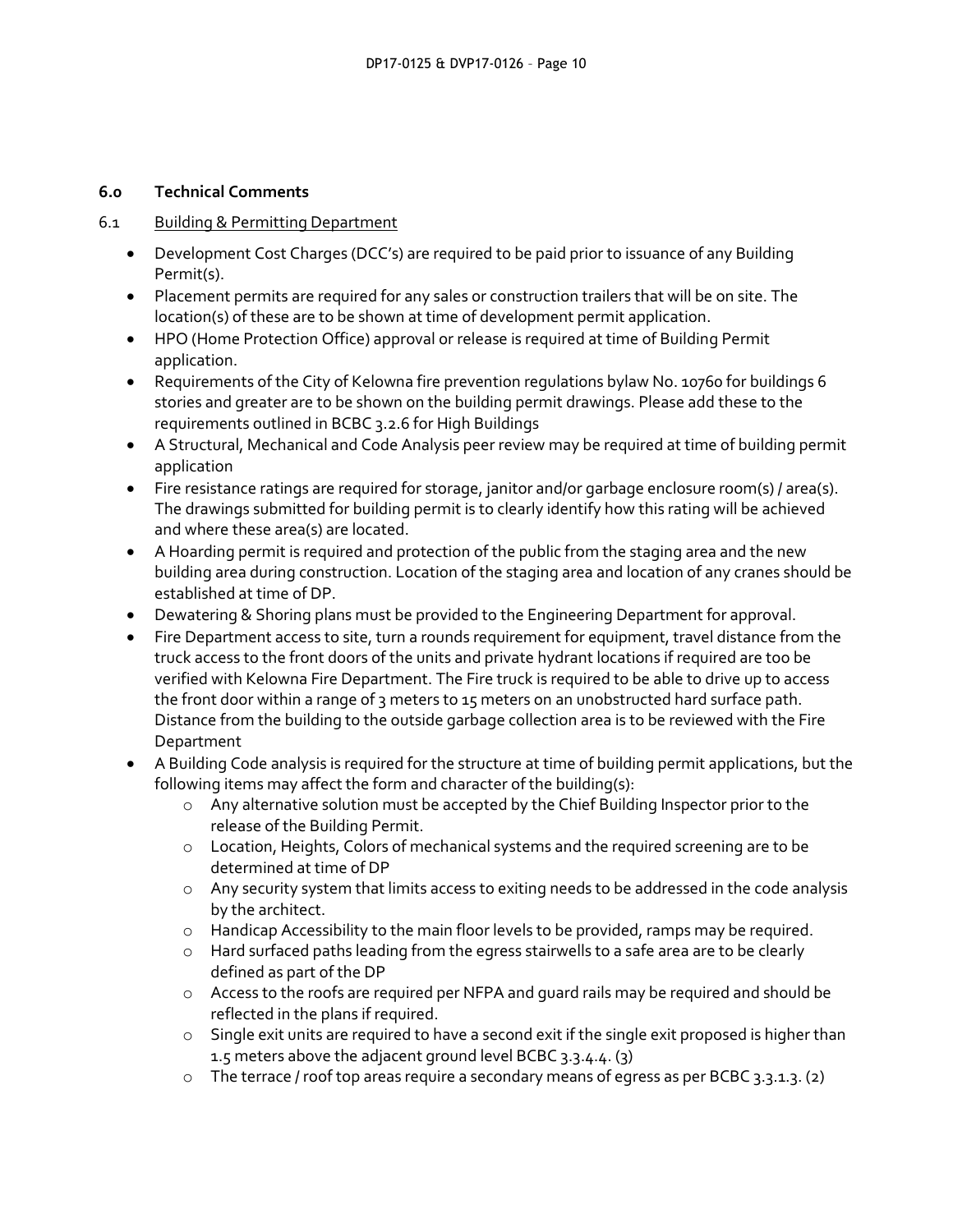## 6.0 Technical Comments

### 6.1 Building & Permitting Department

- Development Cost Charges (DCC's) are required to be paid prior to issuance of any Building Permit(s).
- Placement permits are required for any sales or construction trailers that will be on site. The location(s) of these are to be shown at time of development permit application.
- HPO (Home Protection Office) approval or release is required at time of Building Permit application.
- Requirements of the City of Kelowna fire prevention regulations bylaw No. 10760 for buildings 6 stories and greater are to be shown on the building permit drawings. Please add these to the requirements outlined in BCBC 3.2.6 for High Buildings
- A Structural, Mechanical and Code Analysis peer review may be required at time of building permit application
- Fire resistance ratings are required for storage, janitor and/or garbage enclosure room(s) / area(s). The drawings submitted for building permit is to clearly identify how this rating will be achieved and where these area(s) are located.
- A Hoarding permit is required and protection of the public from the staging area and the new building area during construction. Location of the staging area and location of any cranes should be established at time of DP.
- Dewatering & Shoring plans must be provided to the Engineering Department for approval.
- Fire Department access to site, turn a rounds requirement for equipment, travel distance from the truck access to the front doors of the units and private hydrant locations if required are too be verified with Kelowna Fire Department. The Fire truck is required to be able to drive up to access the front door within a range of 3 meters to 15 meters on an unobstructed hard surface path. Distance from the building to the outside garbage collection area is to be reviewed with the Fire Department
- A Building Code analysis is required for the structure at time of building permit applications, but the following items may affect the form and character of the building(s):
  - Any alternative solution must be accepted by the Chief Building Inspector prior to the release of the Building Permit.
  - Location, Heights, Colors of mechanical systems and the required screening are to be determined at time of DP
  - Any security system that limits access to exiting needs to be addressed in the code analysis by the architect.
  - Handicap Accessibility to the main floor levels to be provided, ramps may be required.
  - Hard surfaced paths leading from the egress stairwells to a safe area are to be clearly defined as part of the DP
  - Access to the roofs are required per NFPA and guard rails may be required and should be reflected in the plans if required.
  - Single exit units are required to have a second exit if the single exit proposed is higher than 1.5 meters above the adjacent ground level BCBC 3.3.4.4. (3)
  - The terrace / roof top areas require a secondary means of egress as per BCBC 3.3.1.3. (2)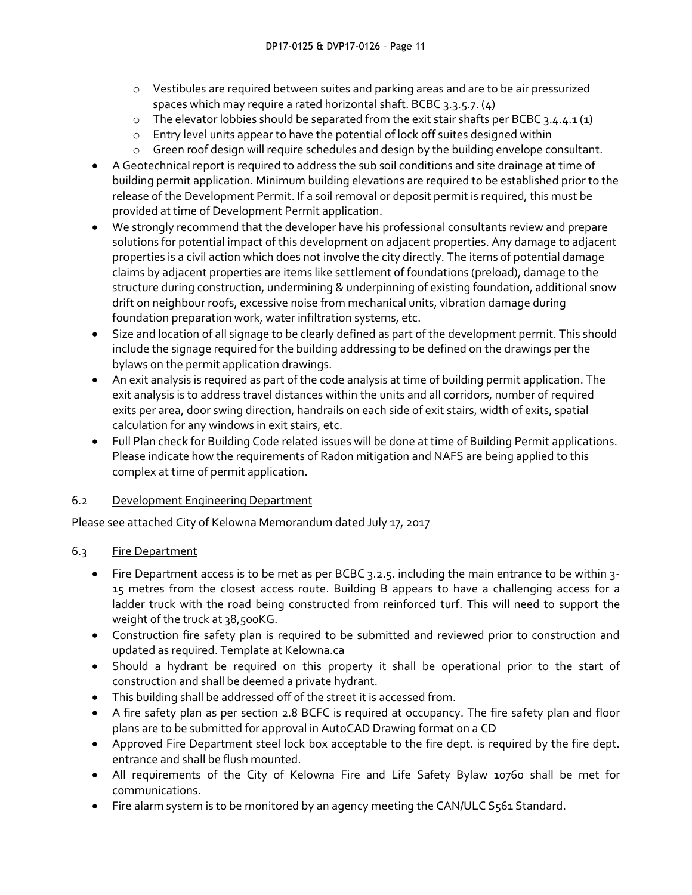- Vestibules are required between suites and parking areas and are to be air pressurized spaces which may require a rated horizontal shaft. BCBC 3.3.5.7. (4)
  - The elevator lobbies should be separated from the exit stair shafts per BCBC 3.4.4.1 (1)
  - Entry level units appear to have the potential of lock off suites designed within
  - Green roof design will require schedules and design by the building envelope consultant.
- A Geotechnical report is required to address the sub soil conditions and site drainage at time of building permit application. Minimum building elevations are required to be established prior to the release of the Development Permit. If a soil removal or deposit permit is required, this must be provided at time of Development Permit application.
- We strongly recommend that the developer have his professional consultants review and prepare solutions for potential impact of this development on adjacent properties. Any damage to adjacent properties is a civil action which does not involve the city directly. The items of potential damage claims by adjacent properties are items like settlement of foundations (preload), damage to the structure during construction, undermining & underpinning of existing foundation, additional snow drift on neighbour roofs, excessive noise from mechanical units, vibration damage during foundation preparation work, water infiltration systems, etc.
- Size and location of all signage to be clearly defined as part of the development permit. This should include the signage required for the building addressing to be defined on the drawings per the bylaws on the permit application drawings.
- An exit analysis is required as part of the code analysis at time of building permit application. The exit analysis is to address travel distances within the units and all corridors, number of required exits per area, door swing direction, handrails on each side of exit stairs, width of exits, spatial calculation for any windows in exit stairs, etc.
- Full Plan check for Building Code related issues will be done at time of Building Permit applications. Please indicate how the requirements of Radon mitigation and NAFS are being applied to this complex at time of permit application.

### 6.2 Development Engineering Department

Please see attached City of Kelowna Memorandum dated July 17, 2017

### 6.3 Fire Department

- Fire Department access is to be met as per BCBC 3.2.5. including the main entrance to be within 3-15 metres from the closest access route. Building B appears to have a challenging access for a ladder truck with the road being constructed from reinforced turf. This will need to support the weight of the truck at 38,500KG.
- Construction fire safety plan is required to be submitted and reviewed prior to construction and updated as required. Template at Kelowna.ca
- Should a hydrant be required on this property it shall be operational prior to the start of construction and shall be deemed a private hydrant.
- This building shall be addressed off of the street it is accessed from.
- A fire safety plan as per section 2.8 BCFC is required at occupancy. The fire safety plan and floor plans are to be submitted for approval in AutoCAD Drawing format on a CD
- Approved Fire Department steel lock box acceptable to the fire dept. is required by the fire dept. entrance and shall be flush mounted.
- All requirements of the City of Kelowna Fire and Life Safety Bylaw 10760 shall be met for communications.
- Fire alarm system is to be monitored by an agency meeting the CAN/ULC S561 Standard.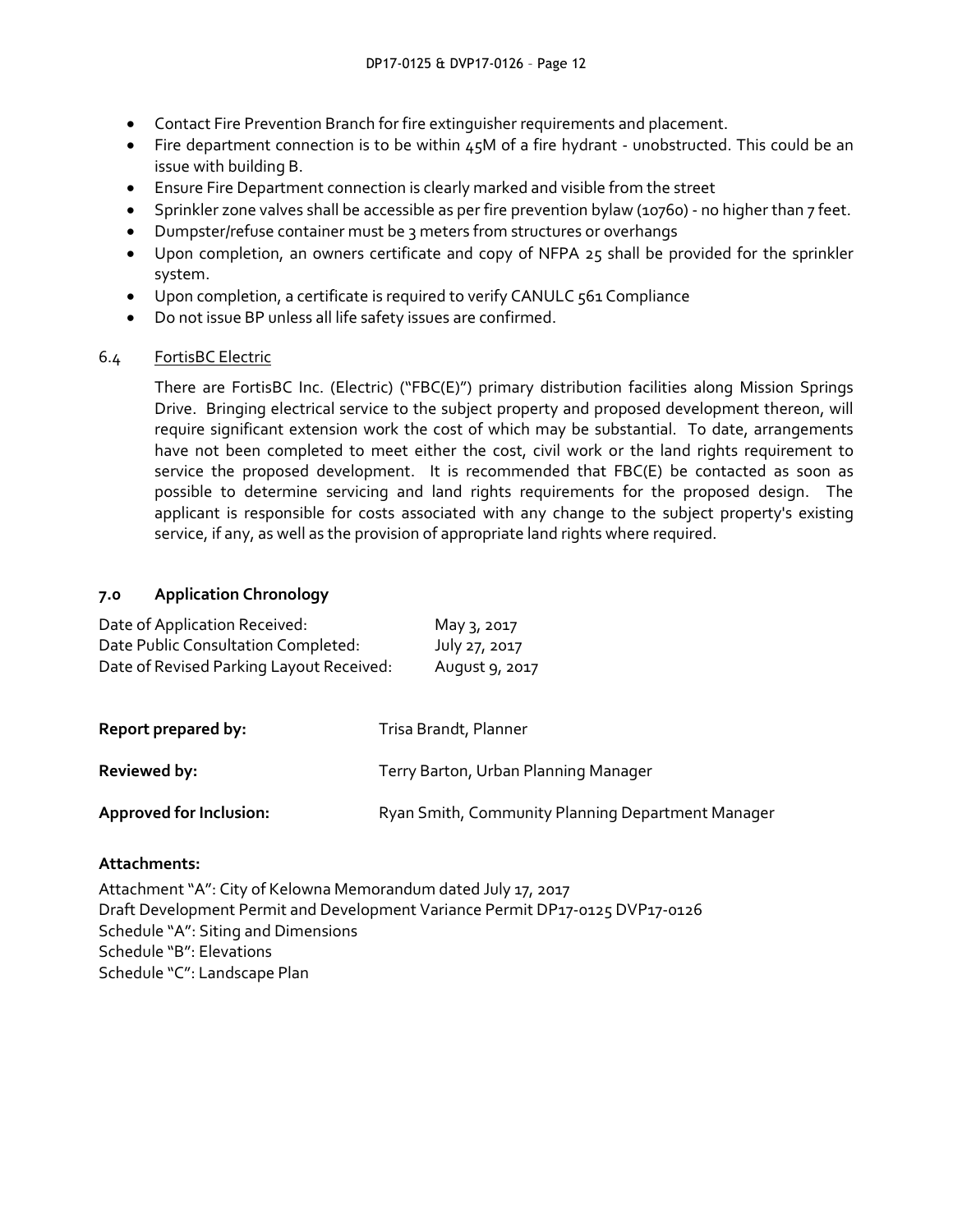- Contact Fire Prevention Branch for fire extinguisher requirements and placement.
- Fire department connection is to be within 45M of a fire hydrant - unobstructed. This could be an issue with building B.
- Ensure Fire Department connection is clearly marked and visible from the street
- Sprinkler zone valves shall be accessible as per fire prevention bylaw (10760) - no higher than 7 feet.
- Dumpster/refuse container must be 3 meters from structures or overhangs
- Upon completion, an owners certificate and copy of NFPA 25 shall be provided for the sprinkler system.
- Upon completion, a certificate is required to verify CANULC 561 Compliance
- Do not issue BP unless all life safety issues are confirmed.

6.4 FortisBC Electric

There are FortisBC Inc. (Electric) ("FBC(E)") primary distribution facilities along Mission Springs Drive. Bringing electrical service to the subject property and proposed development thereon, will require significant extension work the cost of which may be substantial. To date, arrangements have not been completed to meet either the cost, civil work or the land rights requirement to service the proposed development. It is recommended that FBC(E) be contacted as soon as possible to determine servicing and land rights requirements for the proposed design. The applicant is responsible for costs associated with any change to the subject property's existing service, if any, as well as the provision of appropriate land rights where required.

## 7.0 Application Chronology

| | |
|---|---|
| Date of Application Received: | May 3, 2017 |
| Date Public Consultation Completed: | July 27, 2017 |
| Date of Revised Parking Layout Received: | August 9, 2017 |

**Report prepared by:** Trisa Brandt, Planner

**Reviewed by:** Terry Barton, Urban Planning Manager

**Approved for Inclusion:** Ryan Smith, Community Planning Department Manager

**Attachments:**

Attachment "A": City of Kelowna Memorandum dated July 17, 2017
Draft Development Permit and Development Variance Permit DP17-0125 DVP17-0126
Schedule "A": Siting and Dimensions
Schedule "B": Elevations
Schedule "C": Landscape Plan